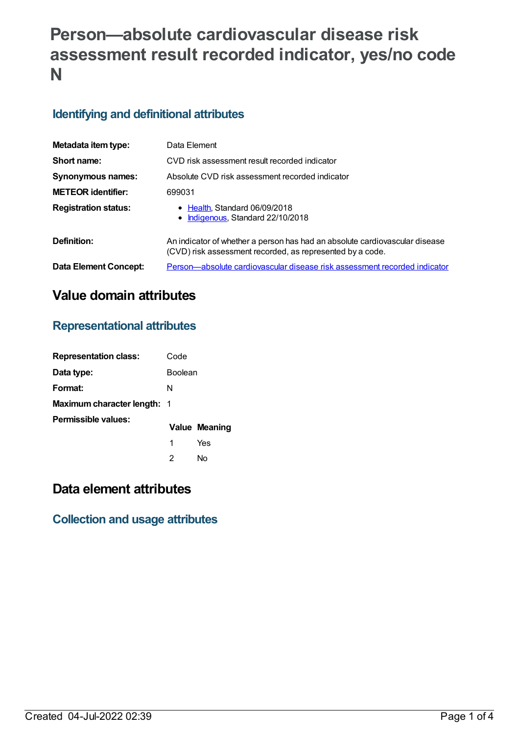# Person—absolute cardiovascular disease risk assessment result recorded indicator, yes/no code N

## Identifying and definitional attributes

| | |
|---|---|
| **Metadata item type:** | Data Element |
| **Short name:** | CVD risk assessment result recorded indicator |
| **Synonymous names:** | Absolute CVD risk assessment recorded indicator |
| **METEOR identifier:** | 699031 |
| **Registration status:** | • Health, Standard 06/09/2018<br>• Indigenous, Standard 22/10/2018 |
| **Definition:** | An indicator of whether a person has had an absolute cardiovascular disease (CVD) risk assessment recorded, as represented by a code. |
| **Data Element Concept:** | Person—absolute cardiovascular disease risk assessment recorded indicator |

# Value domain attributes

## Representational attributes

| | |
|---|---|
| **Representation class:** | Code |
| **Data type:** | Boolean |
| **Format:** | N |
| **Maximum character length:** | 1 |

**Permissible values:**

| Value | Meaning |
|---|---|
| 1 | Yes |
| 2 | No |

# Data element attributes

## Collection and usage attributes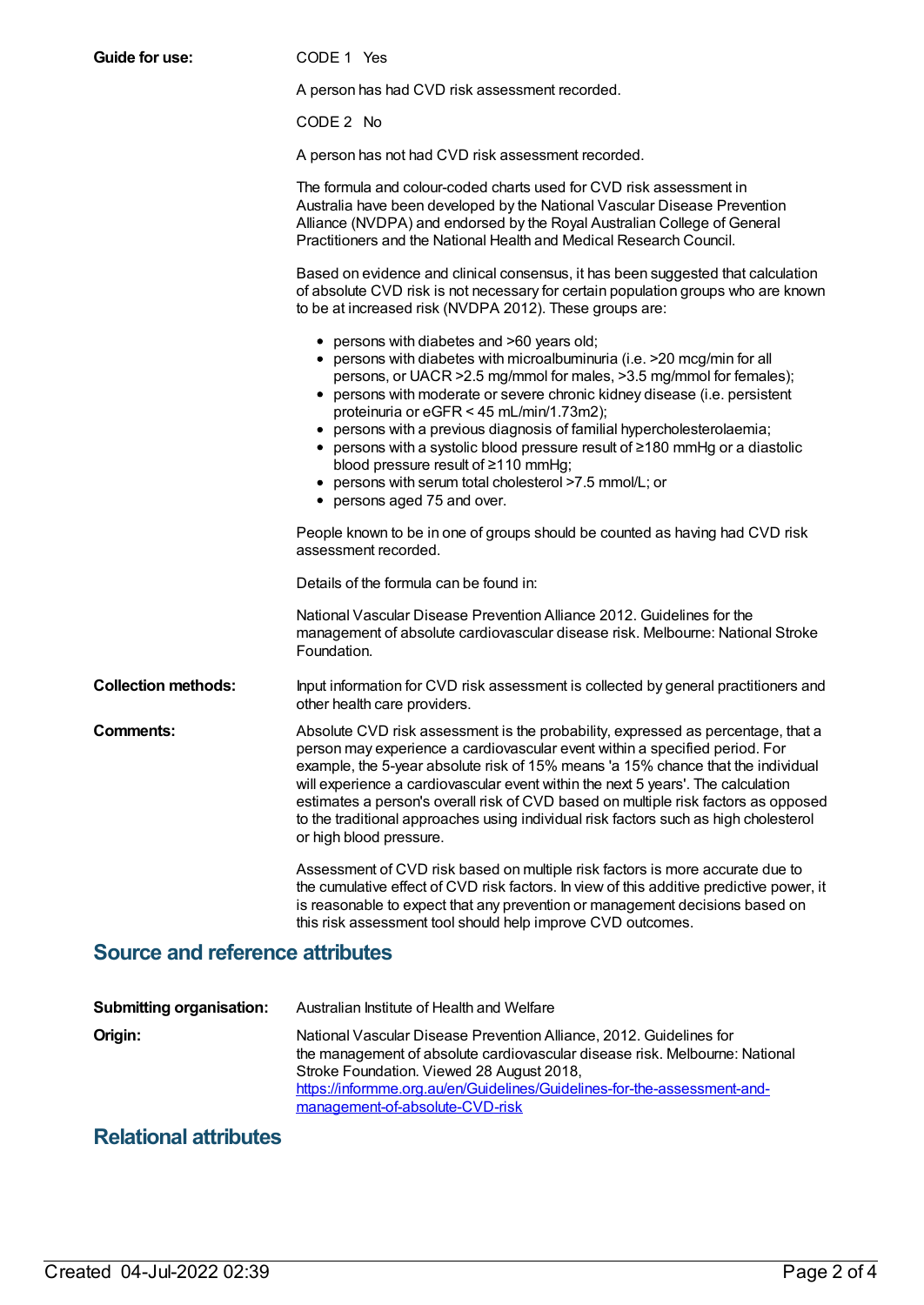**Guide for use:**

CODE 1 Yes

A person has had CVD risk assessment recorded.

CODE 2 No

A person has not had CVD risk assessment recorded.

The formula and colour-coded charts used for CVD risk assessment in Australia have been developed by the National Vascular Disease Prevention Alliance (NVDPA) and endorsed by the Royal Australian College of General Practitioners and the National Health and Medical Research Council.

Based on evidence and clinical consensus, it has been suggested that calculation of absolute CVD risk is not necessary for certain population groups who are known to be at increased risk (NVDPA 2012). These groups are:

- persons with diabetes and >60 years old;
- persons with diabetes with microalbuminuria (i.e. >20 mcg/min for all persons, or UACR >2.5 mg/mmol for males, >3.5 mg/mmol for females);
- persons with moderate or severe chronic kidney disease (i.e. persistent proteinuria or eGFR < 45 mL/min/1.73m2);
- persons with a previous diagnosis of familial hypercholesterolaemia;
- persons with a systolic blood pressure result of ≥180 mmHg or a diastolic blood pressure result of ≥110 mmHg;
- persons with serum total cholesterol >7.5 mmol/L; or
- persons aged 75 and over.

People known to be in one of groups should be counted as having had CVD risk assessment recorded.

Details of the formula can be found in:

National Vascular Disease Prevention Alliance 2012. Guidelines for the management of absolute cardiovascular disease risk. Melbourne: National Stroke Foundation.

**Collection methods:**

Input information for CVD risk assessment is collected by general practitioners and other health care providers.

**Comments:**

Absolute CVD risk assessment is the probability, expressed as percentage, that a person may experience a cardiovascular event within a specified period. For example, the 5-year absolute risk of 15% means 'a 15% chance that the individual will experience a cardiovascular event within the next 5 years'. The calculation estimates a person's overall risk of CVD based on multiple risk factors as opposed to the traditional approaches using individual risk factors such as high cholesterol or high blood pressure.

Assessment of CVD risk based on multiple risk factors is more accurate due to the cumulative effect of CVD risk factors. In view of this additive predictive power, it is reasonable to expect that any prevention or management decisions based on this risk assessment tool should help improve CVD outcomes.

## Source and reference attributes

**Submitting organisation:** Australian Institute of Health and Welfare

**Origin:**

National Vascular Disease Prevention Alliance, 2012. Guidelines for the management of absolute cardiovascular disease risk. Melbourne: National Stroke Foundation. Viewed 28 August 2018, [https://informme.org.au/en/Guidelines/Guidelines-for-the-assessment-and-management-of-absolute-CVD-risk](https://informme.org.au/en/Guidelines/Guidelines-for-the-assessment-and-management-of-absolute-CVD-risk)

## Relational attributes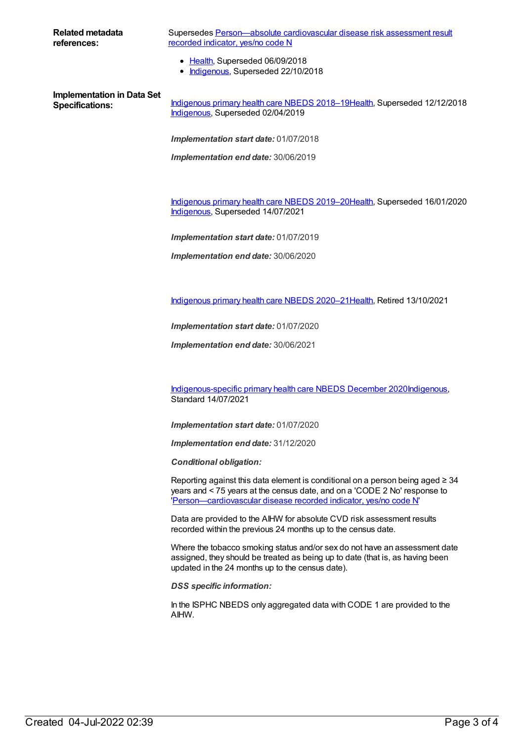**Related metadata references:**

Supersedes Person—absolute cardiovascular disease risk assessment result recorded indicator, yes/no code N

- Health, Superseded 06/09/2018
- Indigenous, Superseded 22/10/2018

**Implementation in Data Set Specifications:**

Indigenous primary health care NBEDS 2018–19Health, Superseded 12/12/2018
Indigenous, Superseded 02/04/2019

***Implementation start date:*** 01/07/2018

***Implementation end date:*** 30/06/2019

Indigenous primary health care NBEDS 2019–20Health, Superseded 16/01/2020
Indigenous, Superseded 14/07/2021

***Implementation start date:*** 01/07/2019

***Implementation end date:*** 30/06/2020

Indigenous primary health care NBEDS 2020–21Health, Retired 13/10/2021

***Implementation start date:*** 01/07/2020

***Implementation end date:*** 30/06/2021

Indigenous-specific primary health care NBEDS December 2020Indigenous, Standard 14/07/2021

***Implementation start date:*** 01/07/2020

***Implementation end date:*** 31/12/2020

***Conditional obligation:***

Reporting against this data element is conditional on a person being aged ≥ 34 years and < 75 years at the census date, and on a 'CODE 2 No' response to 'Person—cardiovascular disease recorded indicator, yes/no code N'

Data are provided to the AIHW for absolute CVD risk assessment results recorded within the previous 24 months up to the census date.

Where the tobacco smoking status and/or sex do not have an assessment date assigned, they should be treated as being up to date (that is, as having been updated in the 24 months up to the census date).

***DSS specific information:***

In the ISPHC NBEDS only aggregated data with CODE 1 are provided to the AIHW.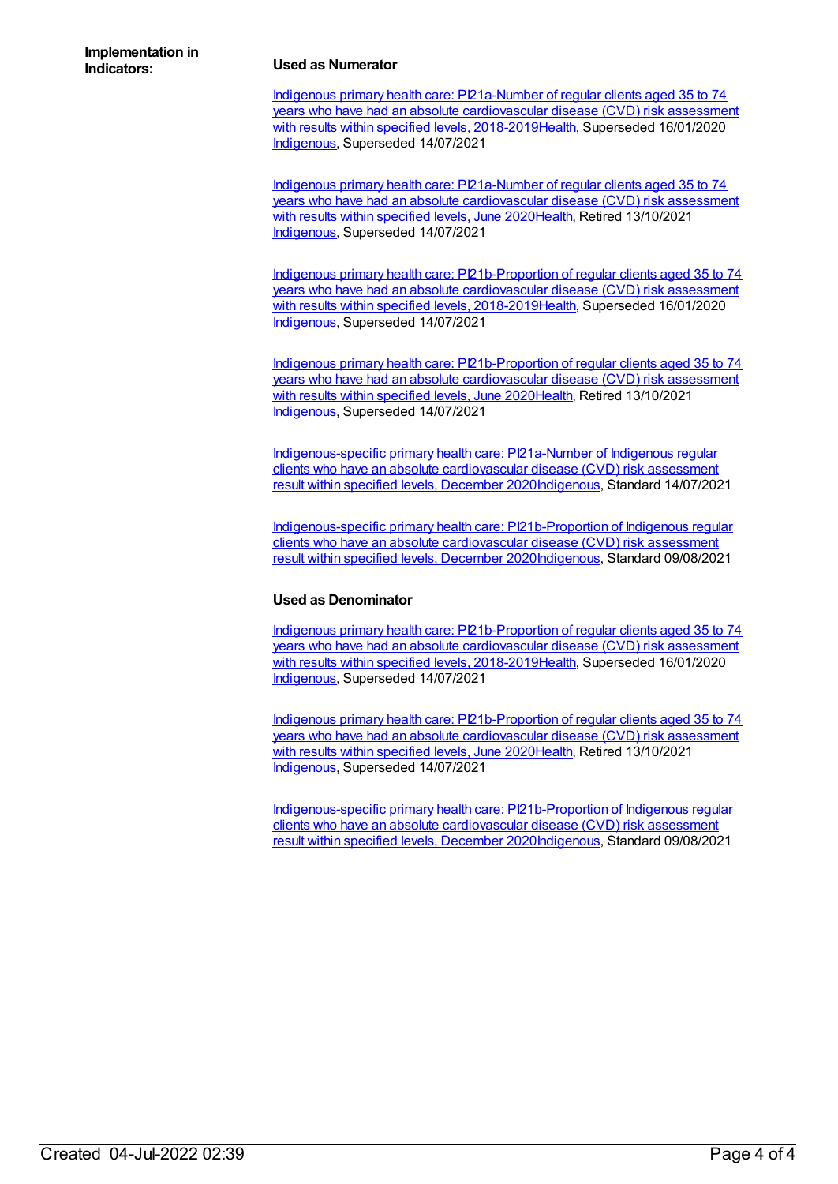**Implementation in Indicators:**

**Used as Numerator**

Indigenous primary health care: PI21a-Number of regular clients aged 35 to 74 years who have had an absolute cardiovascular disease (CVD) risk assessment with results within specified levels, 2018-2019Health, Superseded 16/01/2020
Indigenous, Superseded 14/07/2021

Indigenous primary health care: PI21a-Number of regular clients aged 35 to 74 years who have had an absolute cardiovascular disease (CVD) risk assessment with results within specified levels, June 2020Health, Retired 13/10/2021
Indigenous, Superseded 14/07/2021

Indigenous primary health care: PI21b-Proportion of regular clients aged 35 to 74 years who have had an absolute cardiovascular disease (CVD) risk assessment with results within specified levels, 2018-2019Health, Superseded 16/01/2020
Indigenous, Superseded 14/07/2021

Indigenous primary health care: PI21b-Proportion of regular clients aged 35 to 74 years who have had an absolute cardiovascular disease (CVD) risk assessment with results within specified levels, June 2020Health, Retired 13/10/2021
Indigenous, Superseded 14/07/2021

Indigenous-specific primary health care: PI21a-Number of Indigenous regular clients who have an absolute cardiovascular disease (CVD) risk assessment result within specified levels, December 2020Indigenous, Standard 14/07/2021

Indigenous-specific primary health care: PI21b-Proportion of Indigenous regular clients who have an absolute cardiovascular disease (CVD) risk assessment result within specified levels, December 2020Indigenous, Standard 09/08/2021

**Used as Denominator**

Indigenous primary health care: PI21b-Proportion of regular clients aged 35 to 74 years who have had an absolute cardiovascular disease (CVD) risk assessment with results within specified levels, 2018-2019Health, Superseded 16/01/2020
Indigenous, Superseded 14/07/2021

Indigenous primary health care: PI21b-Proportion of regular clients aged 35 to 74 years who have had an absolute cardiovascular disease (CVD) risk assessment with results within specified levels, June 2020Health, Retired 13/10/2021
Indigenous, Superseded 14/07/2021

Indigenous-specific primary health care: PI21b-Proportion of Indigenous regular clients who have an absolute cardiovascular disease (CVD) risk assessment result within specified levels, December 2020Indigenous, Standard 09/08/2021